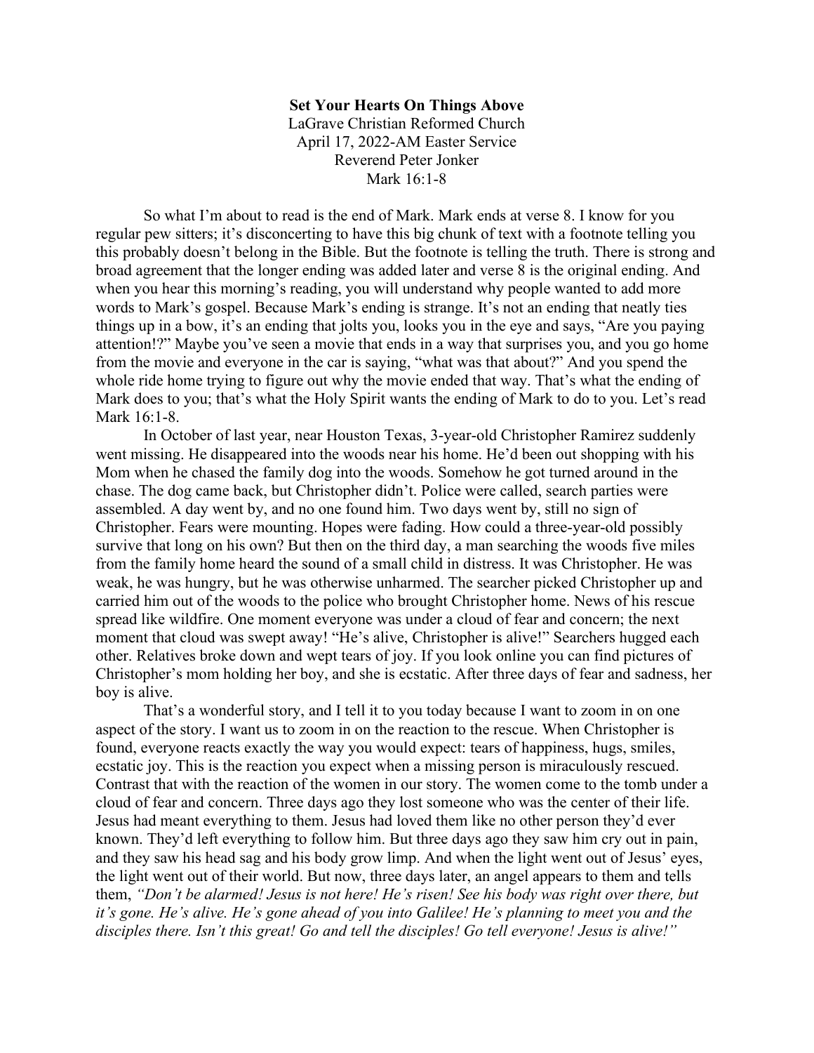**Set Your Hearts On Things Above**
LaGrave Christian Reformed Church
April 17, 2022-AM Easter Service
Reverend Peter Jonker
Mark 16:1-8

So what I'm about to read is the end of Mark. Mark ends at verse 8. I know for you regular pew sitters; it's disconcerting to have this big chunk of text with a footnote telling you this probably doesn't belong in the Bible. But the footnote is telling the truth. There is strong and broad agreement that the longer ending was added later and verse 8 is the original ending. And when you hear this morning's reading, you will understand why people wanted to add more words to Mark's gospel. Because Mark's ending is strange. It's not an ending that neatly ties things up in a bow, it's an ending that jolts you, looks you in the eye and says, "Are you paying attention!?" Maybe you've seen a movie that ends in a way that surprises you, and you go home from the movie and everyone in the car is saying, "what was that about?" And you spend the whole ride home trying to figure out why the movie ended that way. That's what the ending of Mark does to you; that's what the Holy Spirit wants the ending of Mark to do to you. Let's read Mark 16:1-8.

In October of last year, near Houston Texas, 3-year-old Christopher Ramirez suddenly went missing. He disappeared into the woods near his home. He'd been out shopping with his Mom when he chased the family dog into the woods. Somehow he got turned around in the chase. The dog came back, but Christopher didn't. Police were called, search parties were assembled. A day went by, and no one found him. Two days went by, still no sign of Christopher. Fears were mounting. Hopes were fading. How could a three-year-old possibly survive that long on his own? But then on the third day, a man searching the woods five miles from the family home heard the sound of a small child in distress. It was Christopher. He was weak, he was hungry, but he was otherwise unharmed. The searcher picked Christopher up and carried him out of the woods to the police who brought Christopher home. News of his rescue spread like wildfire. One moment everyone was under a cloud of fear and concern; the next moment that cloud was swept away! "He's alive, Christopher is alive!" Searchers hugged each other. Relatives broke down and wept tears of joy. If you look online you can find pictures of Christopher's mom holding her boy, and she is ecstatic. After three days of fear and sadness, her boy is alive.

That's a wonderful story, and I tell it to you today because I want to zoom in on one aspect of the story. I want us to zoom in on the reaction to the rescue. When Christopher is found, everyone reacts exactly the way you would expect: tears of happiness, hugs, smiles, ecstatic joy. This is the reaction you expect when a missing person is miraculously rescued. Contrast that with the reaction of the women in our story. The women come to the tomb under a cloud of fear and concern. Three days ago they lost someone who was the center of their life. Jesus had meant everything to them. Jesus had loved them like no other person they'd ever known. They'd left everything to follow him. But three days ago they saw him cry out in pain, and they saw his head sag and his body grow limp. And when the light went out of Jesus' eyes, the light went out of their world. But now, three days later, an angel appears to them and tells them, *"Don't be alarmed! Jesus is not here! He's risen! See his body was right over there, but it's gone. He's alive. He's gone ahead of you into Galilee! He's planning to meet you and the disciples there. Isn't this great! Go and tell the disciples! Go tell everyone! Jesus is alive!"*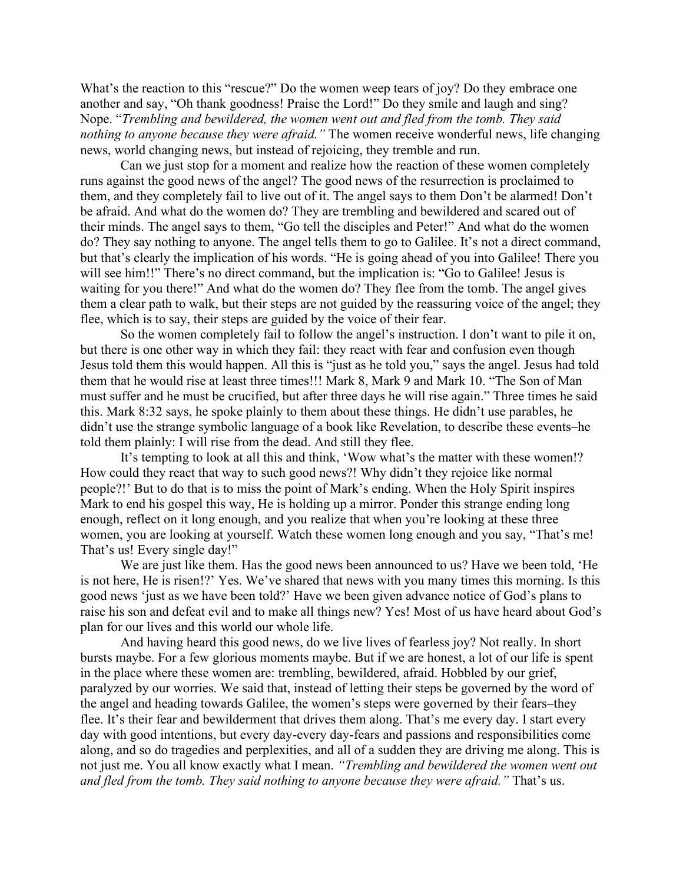What's the reaction to this "rescue?" Do the women weep tears of joy? Do they embrace one another and say, "Oh thank goodness! Praise the Lord!" Do they smile and laugh and sing? Nope. "*Trembling and bewildered, the women went out and fled from the tomb. They said nothing to anyone because they were afraid."* The women receive wonderful news, life changing news, world changing news, but instead of rejoicing, they tremble and run.

Can we just stop for a moment and realize how the reaction of these women completely runs against the good news of the angel? The good news of the resurrection is proclaimed to them, and they completely fail to live out of it. The angel says to them Don't be alarmed! Don't be afraid. And what do the women do? They are trembling and bewildered and scared out of their minds. The angel says to them, "Go tell the disciples and Peter!" And what do the women do? They say nothing to anyone. The angel tells them to go to Galilee. It's not a direct command, but that's clearly the implication of his words. "He is going ahead of you into Galilee! There you will see him!!" There's no direct command, but the implication is: "Go to Galilee! Jesus is waiting for you there!" And what do the women do? They flee from the tomb. The angel gives them a clear path to walk, but their steps are not guided by the reassuring voice of the angel; they flee, which is to say, their steps are guided by the voice of their fear.

So the women completely fail to follow the angel's instruction. I don't want to pile it on, but there is one other way in which they fail: they react with fear and confusion even though Jesus told them this would happen. All this is "just as he told you," says the angel. Jesus had told them that he would rise at least three times!!! Mark 8, Mark 9 and Mark 10. "The Son of Man must suffer and he must be crucified, but after three days he will rise again." Three times he said this. Mark 8:32 says, he spoke plainly to them about these things. He didn't use parables, he didn't use the strange symbolic language of a book like Revelation, to describe these events–he told them plainly: I will rise from the dead. And still they flee.

It's tempting to look at all this and think, 'Wow what's the matter with these women!? How could they react that way to such good news?! Why didn't they rejoice like normal people?!' But to do that is to miss the point of Mark's ending. When the Holy Spirit inspires Mark to end his gospel this way, He is holding up a mirror. Ponder this strange ending long enough, reflect on it long enough, and you realize that when you're looking at these three women, you are looking at yourself. Watch these women long enough and you say, "That's me! That's us! Every single day!"

We are just like them. Has the good news been announced to us? Have we been told, 'He is not here, He is risen!?' Yes. We've shared that news with you many times this morning. Is this good news 'just as we have been told?' Have we been given advance notice of God's plans to raise his son and defeat evil and to make all things new? Yes! Most of us have heard about God's plan for our lives and this world our whole life.

And having heard this good news, do we live lives of fearless joy? Not really. In short bursts maybe. For a few glorious moments maybe. But if we are honest, a lot of our life is spent in the place where these women are: trembling, bewildered, afraid. Hobbled by our grief, paralyzed by our worries. We said that, instead of letting their steps be governed by the word of the angel and heading towards Galilee, the women's steps were governed by their fears–they flee. It's their fear and bewilderment that drives them along. That's me every day. I start every day with good intentions, but every day-every day-fears and passions and responsibilities come along, and so do tragedies and perplexities, and all of a sudden they are driving me along. This is not just me. You all know exactly what I mean. *"Trembling and bewildered the women went out and fled from the tomb. They said nothing to anyone because they were afraid."* That's us.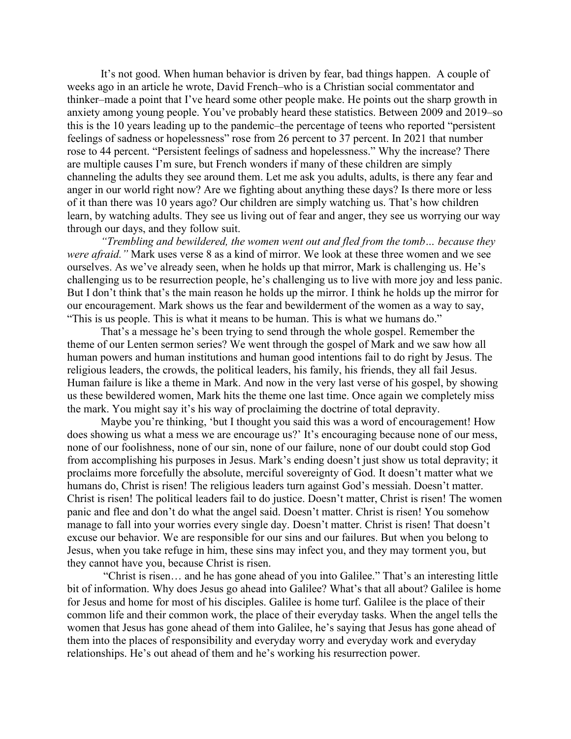It's not good. When human behavior is driven by fear, bad things happen. A couple of weeks ago in an article he wrote, David French–who is a Christian social commentator and thinker–made a point that I've heard some other people make. He points out the sharp growth in anxiety among young people. You've probably heard these statistics. Between 2009 and 2019–so this is the 10 years leading up to the pandemic–the percentage of teens who reported "persistent feelings of sadness or hopelessness" rose from 26 percent to 37 percent. In 2021 that number rose to 44 percent. "Persistent feelings of sadness and hopelessness." Why the increase? There are multiple causes I'm sure, but French wonders if many of these children are simply channeling the adults they see around them. Let me ask you adults, adults, is there any fear and anger in our world right now? Are we fighting about anything these days? Is there more or less of it than there was 10 years ago? Our children are simply watching us. That's how children learn, by watching adults. They see us living out of fear and anger, they see us worrying our way through our days, and they follow suit.

*"Trembling and bewildered, the women went out and fled from the tomb… because they were afraid."* Mark uses verse 8 as a kind of mirror. We look at these three women and we see ourselves. As we've already seen, when he holds up that mirror, Mark is challenging us. He's challenging us to be resurrection people, he's challenging us to live with more joy and less panic. But I don't think that's the main reason he holds up the mirror. I think he holds up the mirror for our encouragement. Mark shows us the fear and bewilderment of the women as a way to say, "This is us people. This is what it means to be human. This is what we humans do."

That's a message he's been trying to send through the whole gospel. Remember the theme of our Lenten sermon series? We went through the gospel of Mark and we saw how all human powers and human institutions and human good intentions fail to do right by Jesus. The religious leaders, the crowds, the political leaders, his family, his friends, they all fail Jesus. Human failure is like a theme in Mark. And now in the very last verse of his gospel, by showing us these bewildered women, Mark hits the theme one last time. Once again we completely miss the mark. You might say it's his way of proclaiming the doctrine of total depravity.

Maybe you're thinking, 'but I thought you said this was a word of encouragement! How does showing us what a mess we are encourage us?' It's encouraging because none of our mess, none of our foolishness, none of our sin, none of our failure, none of our doubt could stop God from accomplishing his purposes in Jesus. Mark's ending doesn't just show us total depravity; it proclaims more forcefully the absolute, merciful sovereignty of God. It doesn't matter what we humans do, Christ is risen! The religious leaders turn against God's messiah. Doesn't matter. Christ is risen! The political leaders fail to do justice. Doesn't matter, Christ is risen! The women panic and flee and don't do what the angel said. Doesn't matter. Christ is risen! You somehow manage to fall into your worries every single day. Doesn't matter. Christ is risen! That doesn't excuse our behavior. We are responsible for our sins and our failures. But when you belong to Jesus, when you take refuge in him, these sins may infect you, and they may torment you, but they cannot have you, because Christ is risen.

"Christ is risen… and he has gone ahead of you into Galilee." That's an interesting little bit of information. Why does Jesus go ahead into Galilee? What's that all about? Galilee is home for Jesus and home for most of his disciples. Galilee is home turf. Galilee is the place of their common life and their common work, the place of their everyday tasks. When the angel tells the women that Jesus has gone ahead of them into Galilee, he's saying that Jesus has gone ahead of them into the places of responsibility and everyday worry and everyday work and everyday relationships. He's out ahead of them and he's working his resurrection power.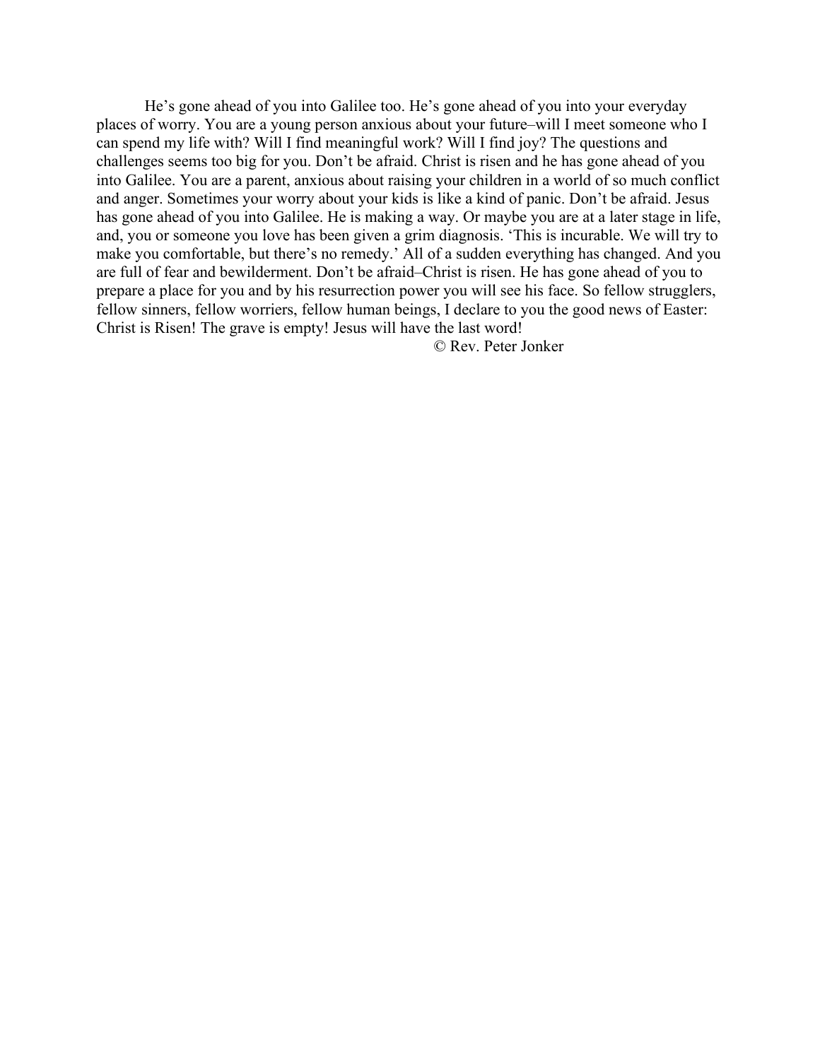He's gone ahead of you into Galilee too. He's gone ahead of you into your everyday places of worry. You are a young person anxious about your future–will I meet someone who I can spend my life with? Will I find meaningful work? Will I find joy? The questions and challenges seems too big for you. Don't be afraid. Christ is risen and he has gone ahead of you into Galilee. You are a parent, anxious about raising your children in a world of so much conflict and anger. Sometimes your worry about your kids is like a kind of panic. Don't be afraid. Jesus has gone ahead of you into Galilee. He is making a way. Or maybe you are at a later stage in life, and, you or someone you love has been given a grim diagnosis. 'This is incurable. We will try to make you comfortable, but there's no remedy.' All of a sudden everything has changed. And you are full of fear and bewilderment. Don't be afraid–Christ is risen. He has gone ahead of you to prepare a place for you and by his resurrection power you will see his face. So fellow strugglers, fellow sinners, fellow worriers, fellow human beings, I declare to you the good news of Easter: Christ is Risen! The grave is empty! Jesus will have the last word!

© Rev. Peter Jonker